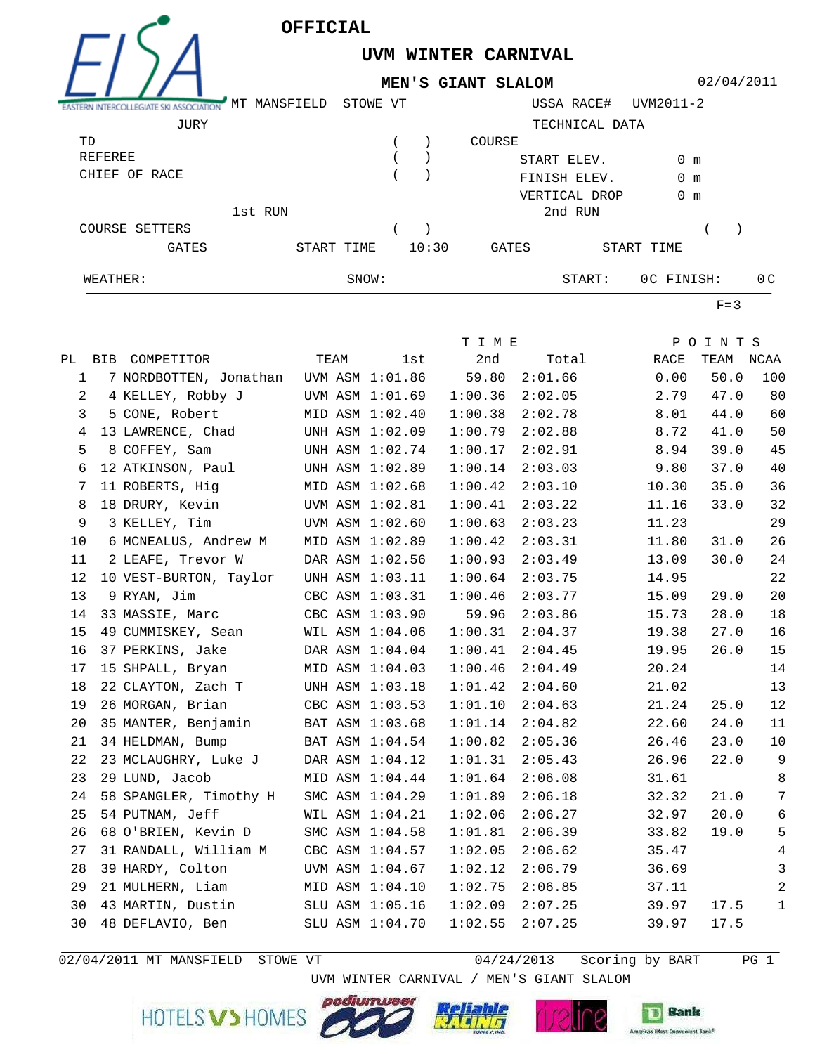EISA — EASTERN INTERCOLLEGIATE SKI ASSOCIATION

# OFFICIAL

## UVM WINTER CARNIVAL

### MEN'S GIANT SLALOM

02/04/2011

MT MANSFIELD STOWE VT — USSA RACE# UVM2011-2

| JURY | | TECHNICAL DATA | |
|---|---|---|---|
| TD | ( ) | COURSE | |
| REFEREE | ( ) | START ELEV. | 0 m |
| CHIEF OF RACE | ( ) | FINISH ELEV. | 0 m |
| | | VERTICAL DROP | 0 m |

| | 1st RUN | 2nd RUN |
|---|---|---|
| COURSE SETTERS | ( ) | ( ) |
| GATES | | |
| START TIME | 10:30 | |

WEATHER: SNOW: START: 0C FINISH: 0C

F=3

| PL | BIB | COMPETITOR | TEAM | 1st | 2nd | Total | RACE | TEAM | NCAA |
|---|---|---|---|---|---|---|---|---|---|
| 1 | 7 | NORDBOTTEN, Jonathan | UVM ASM | 1:01.86 | 59.80 | 2:01.66 | 0.00 | 50.0 | 100 |
| 2 | 4 | KELLEY, Robby J | UVM ASM | 1:01.69 | 1:00.36 | 2:02.05 | 2.79 | 47.0 | 80 |
| 3 | 5 | CONE, Robert | MID ASM | 1:02.40 | 1:00.38 | 2:02.78 | 8.01 | 44.0 | 60 |
| 4 | 13 | LAWRENCE, Chad | UNH ASM | 1:02.09 | 1:00.79 | 2:02.88 | 8.72 | 41.0 | 50 |
| 5 | 8 | COFFEY, Sam | UNH ASM | 1:02.74 | 1:00.17 | 2:02.91 | 8.94 | 39.0 | 45 |
| 6 | 12 | ATKINSON, Paul | UNH ASM | 1:02.89 | 1:00.14 | 2:03.03 | 9.80 | 37.0 | 40 |
| 7 | 11 | ROBERTS, Hig | MID ASM | 1:02.68 | 1:00.42 | 2:03.10 | 10.30 | 35.0 | 36 |
| 8 | 18 | DRURY, Kevin | UVM ASM | 1:02.81 | 1:00.41 | 2:03.22 | 11.16 | 33.0 | 32 |
| 9 | 3 | KELLEY, Tim | UVM ASM | 1:02.60 | 1:00.63 | 2:03.23 | 11.23 | | 29 |
| 10 | 6 | MCNEALUS, Andrew M | MID ASM | 1:02.89 | 1:00.42 | 2:03.31 | 11.80 | 31.0 | 26 |
| 11 | 2 | LEAFE, Trevor W | DAR ASM | 1:02.56 | 1:00.93 | 2:03.49 | 13.09 | 30.0 | 24 |
| 12 | 10 | VEST-BURTON, Taylor | UNH ASM | 1:03.11 | 1:00.64 | 2:03.75 | 14.95 | | 22 |
| 13 | 9 | RYAN, Jim | CBC ASM | 1:03.31 | 1:00.46 | 2:03.77 | 15.09 | 29.0 | 20 |
| 14 | 33 | MASSIE, Marc | CBC ASM | 1:03.90 | 59.96 | 2:03.86 | 15.73 | 28.0 | 18 |
| 15 | 49 | CUMMISKEY, Sean | WIL ASM | 1:04.06 | 1:00.31 | 2:04.37 | 19.38 | 27.0 | 16 |
| 16 | 37 | PERKINS, Jake | DAR ASM | 1:04.04 | 1:00.41 | 2:04.45 | 19.95 | 26.0 | 15 |
| 17 | 15 | SHPALL, Bryan | MID ASM | 1:04.03 | 1:00.46 | 2:04.49 | 20.24 | | 14 |
| 18 | 22 | CLAYTON, Zach T | UNH ASM | 1:03.18 | 1:01.42 | 2:04.60 | 21.02 | | 13 |
| 19 | 26 | MORGAN, Brian | CBC ASM | 1:03.53 | 1:01.10 | 2:04.63 | 21.24 | 25.0 | 12 |
| 20 | 35 | MANTER, Benjamin | BAT ASM | 1:03.68 | 1:01.14 | 2:04.82 | 22.60 | 24.0 | 11 |
| 21 | 34 | HELDMAN, Bump | BAT ASM | 1:04.54 | 1:00.82 | 2:05.36 | 26.46 | 23.0 | 10 |
| 22 | 23 | MCLAUGHRY, Luke J | DAR ASM | 1:04.12 | 1:01.31 | 2:05.43 | 26.96 | 22.0 | 9 |
| 23 | 29 | LUND, Jacob | MID ASM | 1:04.44 | 1:01.64 | 2:06.08 | 31.61 | | 8 |
| 24 | 58 | SPANGLER, Timothy H | SMC ASM | 1:04.29 | 1:01.89 | 2:06.18 | 32.32 | 21.0 | 7 |
| 25 | 54 | PUTNAM, Jeff | WIL ASM | 1:04.21 | 1:02.06 | 2:06.27 | 32.97 | 20.0 | 6 |
| 26 | 68 | O'BRIEN, Kevin D | SMC ASM | 1:04.58 | 1:01.81 | 2:06.39 | 33.82 | 19.0 | 5 |
| 27 | 31 | RANDALL, William M | CBC ASM | 1:04.57 | 1:02.05 | 2:06.62 | 35.47 | | 4 |
| 28 | 39 | HARDY, Colton | UVM ASM | 1:04.67 | 1:02.12 | 2:06.79 | 36.69 | | 3 |
| 29 | 21 | MULHERN, Liam | MID ASM | 1:04.10 | 1:02.75 | 2:06.85 | 37.11 | | 2 |
| 30 | 43 | MARTIN, Dustin | SLU ASM | 1:05.16 | 1:02.09 | 2:07.25 | 39.97 | 17.5 | 1 |
| 30 | 48 | DEFLAVIO, Ben | SLU ASM | 1:04.70 | 1:02.55 | 2:07.25 | 39.97 | 17.5 | |

02/04/2011 MT MANSFIELD STOWE VT — 04/24/2013 — Scoring by BART

UVM WINTER CARNIVAL / MEN'S GIANT SLALOM

HOTELS VS HOMES — podiumwear — Reliable Racing Supply, Inc. — rtreline — TD Bank America's Most Convenient Bank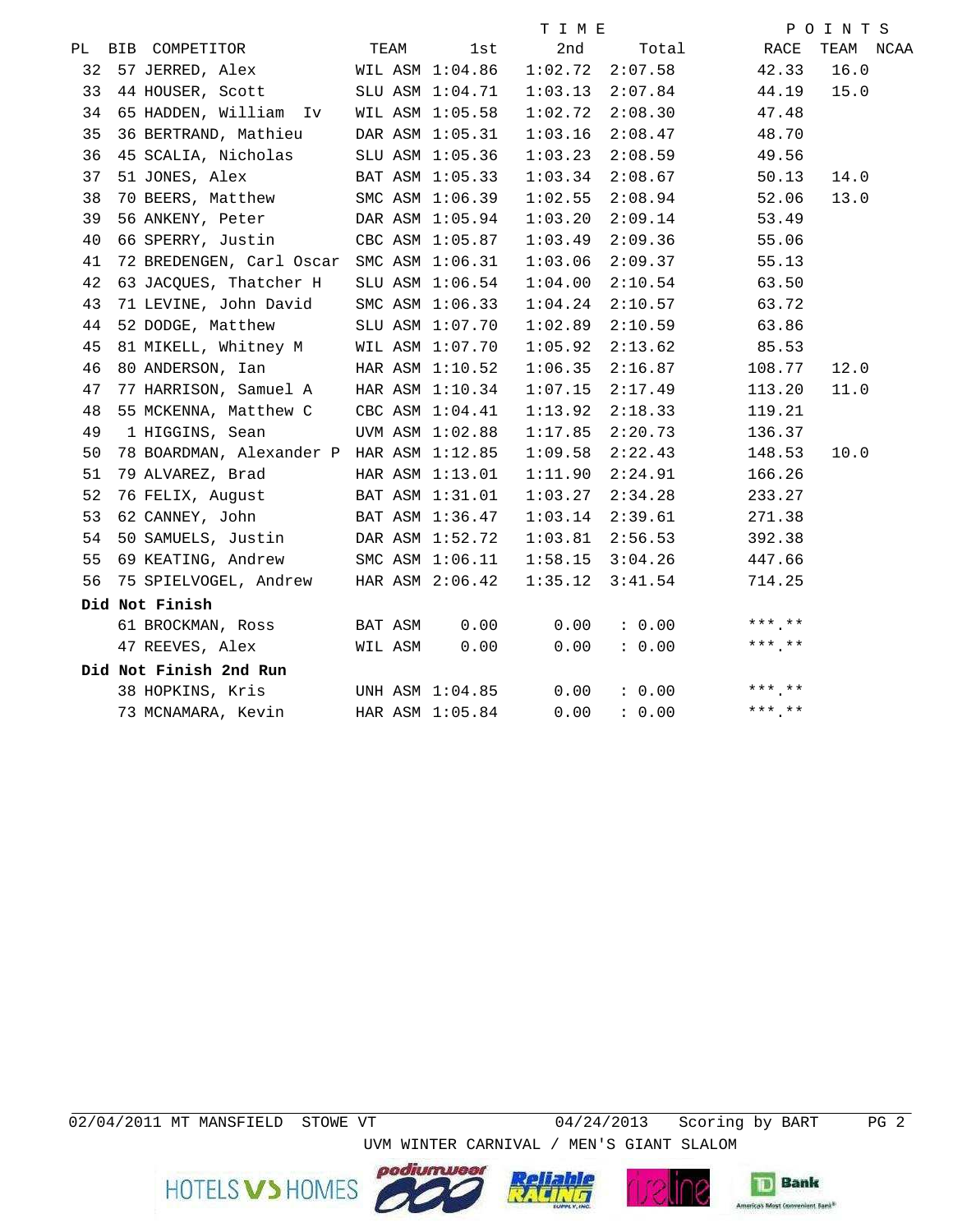| PL | BIB | COMPETITOR | TEAM | | TIME 1st | 2nd | Total | POINTS RACE | TEAM | NCAA |
|---|---|---|---|---|---|---|---|---|---|---|
| 32 | 57 | JERRED, Alex | WIL | ASM | 1:04.86 | 1:02.72 | 2:07.58 | 42.33 | 16.0 | |
| 33 | 44 | HOUSER, Scott | SLU | ASM | 1:04.71 | 1:03.13 | 2:07.84 | 44.19 | 15.0 | |
| 34 | 65 | HADDEN, William Iv | WIL | ASM | 1:05.58 | 1:02.72 | 2:08.30 | 47.48 | | |
| 35 | 36 | BERTRAND, Mathieu | DAR | ASM | 1:05.31 | 1:03.16 | 2:08.47 | 48.70 | | |
| 36 | 45 | SCALIA, Nicholas | SLU | ASM | 1:05.36 | 1:03.23 | 2:08.59 | 49.56 | | |
| 37 | 51 | JONES, Alex | BAT | ASM | 1:05.33 | 1:03.34 | 2:08.67 | 50.13 | 14.0 | |
| 38 | 70 | BEERS, Matthew | SMC | ASM | 1:06.39 | 1:02.55 | 2:08.94 | 52.06 | 13.0 | |
| 39 | 56 | ANKENY, Peter | DAR | ASM | 1:05.94 | 1:03.20 | 2:09.14 | 53.49 | | |
| 40 | 66 | SPERRY, Justin | CBC | ASM | 1:05.87 | 1:03.49 | 2:09.36 | 55.06 | | |
| 41 | 72 | BREDENGEN, Carl Oscar | SMC | ASM | 1:06.31 | 1:03.06 | 2:09.37 | 55.13 | | |
| 42 | 63 | JACQUES, Thatcher H | SLU | ASM | 1:06.54 | 1:04.00 | 2:10.54 | 63.50 | | |
| 43 | 71 | LEVINE, John David | SMC | ASM | 1:06.33 | 1:04.24 | 2:10.57 | 63.72 | | |
| 44 | 52 | DODGE, Matthew | SLU | ASM | 1:07.70 | 1:02.89 | 2:10.59 | 63.86 | | |
| 45 | 81 | MIKELL, Whitney M | WIL | ASM | 1:07.70 | 1:05.92 | 2:13.62 | 85.53 | | |
| 46 | 80 | ANDERSON, Ian | HAR | ASM | 1:10.52 | 1:06.35 | 2:16.87 | 108.77 | 12.0 | |
| 47 | 77 | HARRISON, Samuel A | HAR | ASM | 1:10.34 | 1:07.15 | 2:17.49 | 113.20 | 11.0 | |
| 48 | 55 | MCKENNA, Matthew C | CBC | ASM | 1:04.41 | 1:13.92 | 2:18.33 | 119.21 | | |
| 49 | 1 | HIGGINS, Sean | UVM | ASM | 1:02.88 | 1:17.85 | 2:20.73 | 136.37 | | |
| 50 | 78 | BOARDMAN, Alexander P | HAR | ASM | 1:12.85 | 1:09.58 | 2:22.43 | 148.53 | 10.0 | |
| 51 | 79 | ALVAREZ, Brad | HAR | ASM | 1:13.01 | 1:11.90 | 2:24.91 | 166.26 | | |
| 52 | 76 | FELIX, August | BAT | ASM | 1:31.01 | 1:03.27 | 2:34.28 | 233.27 | | |
| 53 | 62 | CANNEY, John | BAT | ASM | 1:36.47 | 1:03.14 | 2:39.61 | 271.38 | | |
| 54 | 50 | SAMUELS, Justin | DAR | ASM | 1:52.72 | 1:03.81 | 2:56.53 | 392.38 | | |
| 55 | 69 | KEATING, Andrew | SMC | ASM | 1:06.11 | 1:58.15 | 3:04.26 | 447.66 | | |
| 56 | 75 | SPIELVOGEL, Andrew | HAR | ASM | 2:06.42 | 1:35.12 | 3:41.54 | 714.25 | | |
| **Did Not Finish** | | | | | | | | | | |
| | 61 | BROCKMAN, Ross | BAT | ASM | 0.00 | 0.00 | : 0.00 | ***.** | | |
| | 47 | REEVES, Alex | WIL | ASM | 0.00 | 0.00 | : 0.00 | ***.** | | |
| **Did Not Finish 2nd Run** | | | | | | | | | | |
| | 38 | HOPKINS, Kris | UNH | ASM | 1:04.85 | 0.00 | : 0.00 | ***.** | | |
| | 73 | MCNAMARA, Kevin | HAR | ASM | 1:05.84 | 0.00 | : 0.00 | ***.** | | |

02/04/2011 MT MANSFIELD STOWE VT 04/24/2013 Scoring by BART

UVM WINTER CARNIVAL / MEN'S GIANT SLALOM

HOTELS VS HOMES podiumwear Reliable Racing Supply, Inc. fireline TD Bank America's Most Convenient Bank